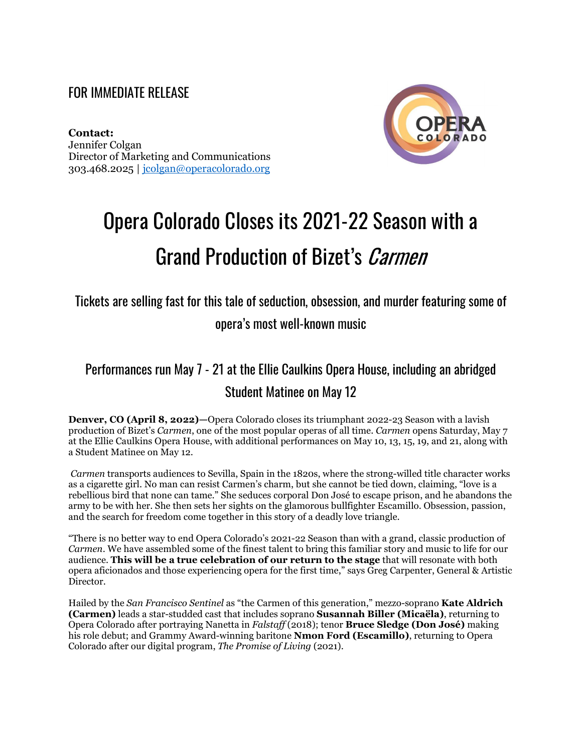FOR IMMEDIATE RELEASE

**Contact:**
Jennifer Colgan
Director of Marketing and Communications
303.468.2025 | jcolgan@operacolorado.org

# Opera Colorado Closes its 2021-22 Season with a Grand Production of Bizet's *Carmen*

## Tickets are selling fast for this tale of seduction, obsession, and murder featuring some of opera's most well-known music

## Performances run May 7 - 21 at the Ellie Caulkins Opera House, including an abridged Student Matinee on May 12

**Denver, CO (April 8, 2022)—**Opera Colorado closes its triumphant 2022-23 Season with a lavish production of Bizet's *Carmen*, one of the most popular operas of all time. *Carmen* opens Saturday, May 7 at the Ellie Caulkins Opera House, with additional performances on May 10, 13, 15, 19, and 21, along with a Student Matinee on May 12.

*Carmen* transports audiences to Sevilla, Spain in the 1820s, where the strong-willed title character works as a cigarette girl. No man can resist Carmen's charm, but she cannot be tied down, claiming, "love is a rebellious bird that none can tame." She seduces corporal Don José to escape prison, and he abandons the army to be with her. She then sets her sights on the glamorous bullfighter Escamillo. Obsession, passion, and the search for freedom come together in this story of a deadly love triangle.

"There is no better way to end Opera Colorado's 2021-22 Season than with a grand, classic production of *Carmen*. We have assembled some of the finest talent to bring this familiar story and music to life for our audience. **This will be a true celebration of our return to the stage** that will resonate with both opera aficionados and those experiencing opera for the first time," says Greg Carpenter, General & Artistic Director.

Hailed by the *San Francisco Sentinel* as "the Carmen of this generation," mezzo-soprano **Kate Aldrich (Carmen)** leads a star-studded cast that includes soprano **Susannah Biller (Micaëla)**, returning to Opera Colorado after portraying Nanetta in *Falstaff* (2018); tenor **Bruce Sledge (Don José)** making his role debut; and Grammy Award-winning baritone **Nmon Ford (Escamillo)**, returning to Opera Colorado after our digital program, *The Promise of Living* (2021).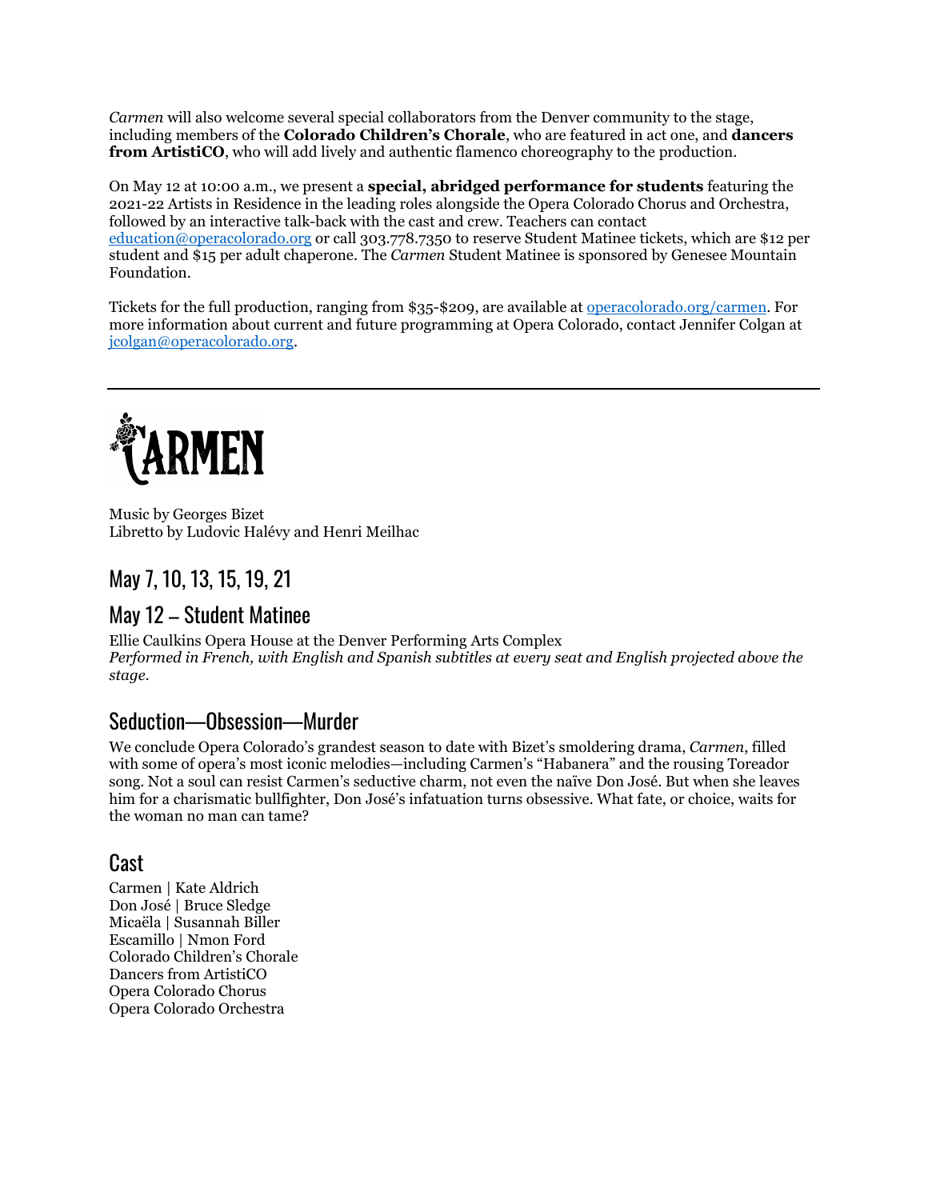*Carmen* will also welcome several special collaborators from the Denver community to the stage, including members of the **Colorado Children's Chorale**, who are featured in act one, and **dancers from ArtistiCO**, who will add lively and authentic flamenco choreography to the production.

On May 12 at 10:00 a.m., we present a **special, abridged performance for students** featuring the 2021-22 Artists in Residence in the leading roles alongside the Opera Colorado Chorus and Orchestra, followed by an interactive talk-back with the cast and crew. Teachers can contact [education@operacolorado.org](mailto:education@operacolorado.org) or call 303.778.7350 to reserve Student Matinee tickets, which are $12 per student and $15 per adult chaperone. The *Carmen* Student Matinee is sponsored by Genesee Mountain Foundation.

Tickets for the full production, ranging from $35-$209, are available at [operacolorado.org/carmen](https://operacolorado.org/carmen). For more information about current and future programming at Opera Colorado, contact Jennifer Colgan at [jcolgan@operacolorado.org](mailto:jcolgan@operacolorado.org).

---

# CARMEN

Music by Georges Bizet
Libretto by Ludovic Halévy and Henri Meilhac

## May 7, 10, 13, 15, 19, 21

## May 12 – Student Matinee

Ellie Caulkins Opera House at the Denver Performing Arts Complex
*Performed in French, with English and Spanish subtitles at every seat and English projected above the stage.*

## Seduction—Obsession—Murder

We conclude Opera Colorado's grandest season to date with Bizet's smoldering drama, *Carmen*, filled with some of opera's most iconic melodies—including Carmen's "Habanera" and the rousing Toreador song. Not a soul can resist Carmen's seductive charm, not even the naïve Don José. But when she leaves him for a charismatic bullfighter, Don José's infatuation turns obsessive. What fate, or choice, waits for the woman no man can tame?

## Cast

Carmen | Kate Aldrich
Don José | Bruce Sledge
Micaëla | Susannah Biller
Escamillo | Nmon Ford
Colorado Children's Chorale
Dancers from ArtistiCO
Opera Colorado Chorus
Opera Colorado Orchestra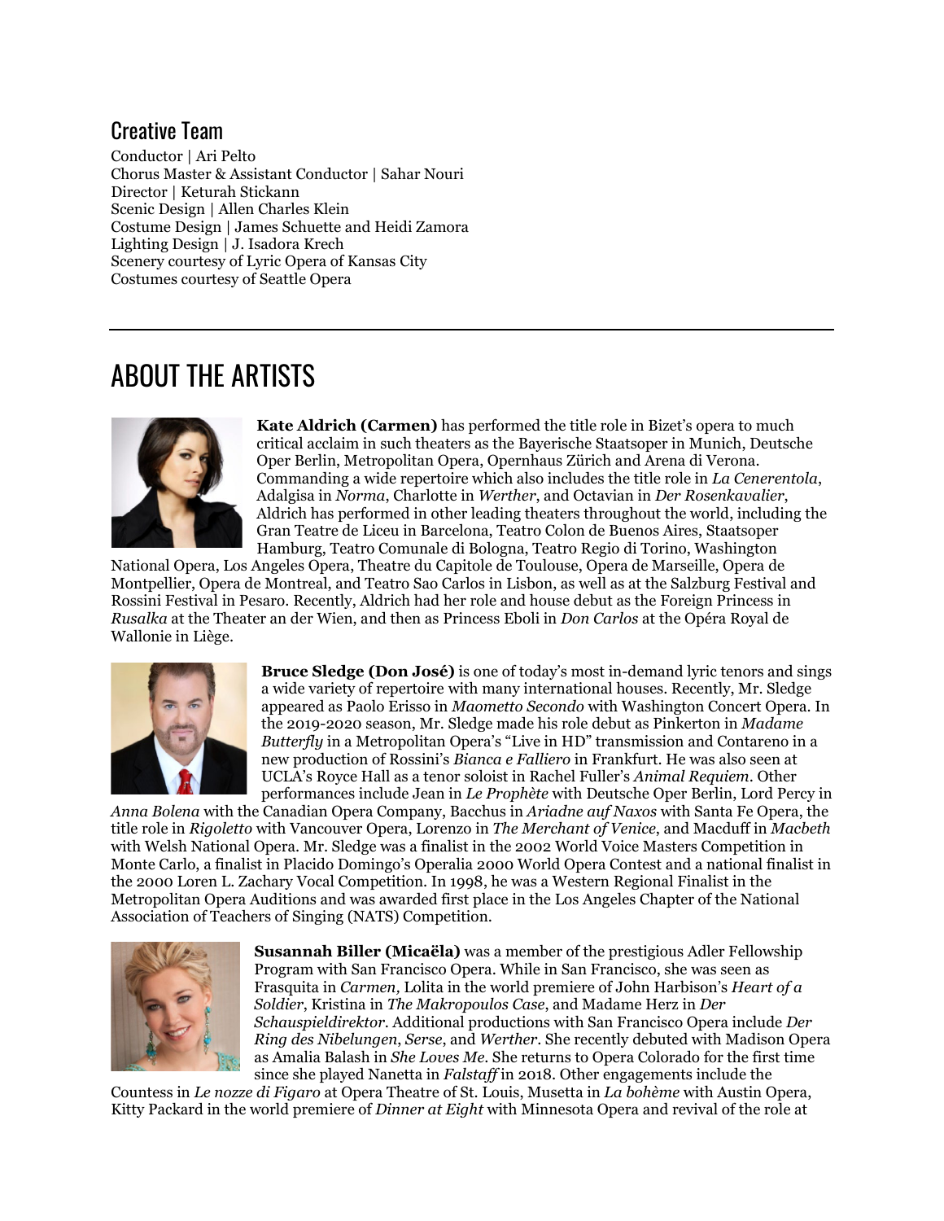## Creative Team

Conductor | Ari Pelto
Chorus Master & Assistant Conductor | Sahar Nouri
Director | Keturah Stickann
Scenic Design | Allen Charles Klein
Costume Design | James Schuette and Heidi Zamora
Lighting Design | J. Isadora Krech
Scenery courtesy of Lyric Opera of Kansas City
Costumes courtesy of Seattle Opera

---

# ABOUT THE ARTISTS

**Kate Aldrich (Carmen)** has performed the title role in Bizet's opera to much critical acclaim in such theaters as the Bayerische Staatsoper in Munich, Deutsche Oper Berlin, Metropolitan Opera, Opernhaus Zürich and Arena di Verona. Commanding a wide repertoire which also includes the title role in *La Cenerentola*, Adalgisa in *Norma*, Charlotte in *Werther*, and Octavian in *Der Rosenkavalier*, Aldrich has performed in other leading theaters throughout the world, including the Gran Teatre de Liceu in Barcelona, Teatro Colon de Buenos Aires, Staatsoper Hamburg, Teatro Comunale di Bologna, Teatro Regio di Torino, Washington National Opera, Los Angeles Opera, Theatre du Capitole de Toulouse, Opera de Marseille, Opera de Montpellier, Opera de Montreal, and Teatro Sao Carlos in Lisbon, as well as at the Salzburg Festival and Rossini Festival in Pesaro. Recently, Aldrich had her role and house debut as the Foreign Princess in *Rusalka* at the Theater an der Wien, and then as Princess Eboli in *Don Carlos* at the Opéra Royal de Wallonie in Liège.

**Bruce Sledge (Don José)** is one of today's most in-demand lyric tenors and sings a wide variety of repertoire with many international houses. Recently, Mr. Sledge appeared as Paolo Erisso in *Maometto Secondo* with Washington Concert Opera. In the 2019-2020 season, Mr. Sledge made his role debut as Pinkerton in *Madame Butterfly* in a Metropolitan Opera's "Live in HD" transmission and Contareno in a new production of Rossini's *Bianca e Falliero* in Frankfurt. He was also seen at UCLA's Royce Hall as a tenor soloist in Rachel Fuller's *Animal Requiem*. Other performances include Jean in *Le Prophète* with Deutsche Oper Berlin, Lord Percy in *Anna Bolena* with the Canadian Opera Company, Bacchus in *Ariadne auf Naxos* with Santa Fe Opera, the title role in *Rigoletto* with Vancouver Opera, Lorenzo in *The Merchant of Venice*, and Macduff in *Macbeth* with Welsh National Opera. Mr. Sledge was a finalist in the 2002 World Voice Masters Competition in Monte Carlo, a finalist in Placido Domingo's Operalia 2000 World Opera Contest and a national finalist in the 2000 Loren L. Zachary Vocal Competition. In 1998, he was a Western Regional Finalist in the Metropolitan Opera Auditions and was awarded first place in the Los Angeles Chapter of the National Association of Teachers of Singing (NATS) Competition.

**Susannah Biller (Micaëla)** was a member of the prestigious Adler Fellowship Program with San Francisco Opera. While in San Francisco, she was seen as Frasquita in *Carmen,* Lolita in the world premiere of John Harbison's *Heart of a Soldier*, Kristina in *The Makropoulos Case*, and Madame Herz in *Der Schauspieldirektor*. Additional productions with San Francisco Opera include *Der Ring des Nibelungen*, *Serse*, and *Werther*. She recently debuted with Madison Opera as Amalia Balash in *She Loves Me*. She returns to Opera Colorado for the first time since she played Nanetta in *Falstaff* in 2018. Other engagements include the Countess in *Le nozze di Figaro* at Opera Theatre of St. Louis, Musetta in *La bohème* with Austin Opera, Kitty Packard in the world premiere of *Dinner at Eight* with Minnesota Opera and revival of the role at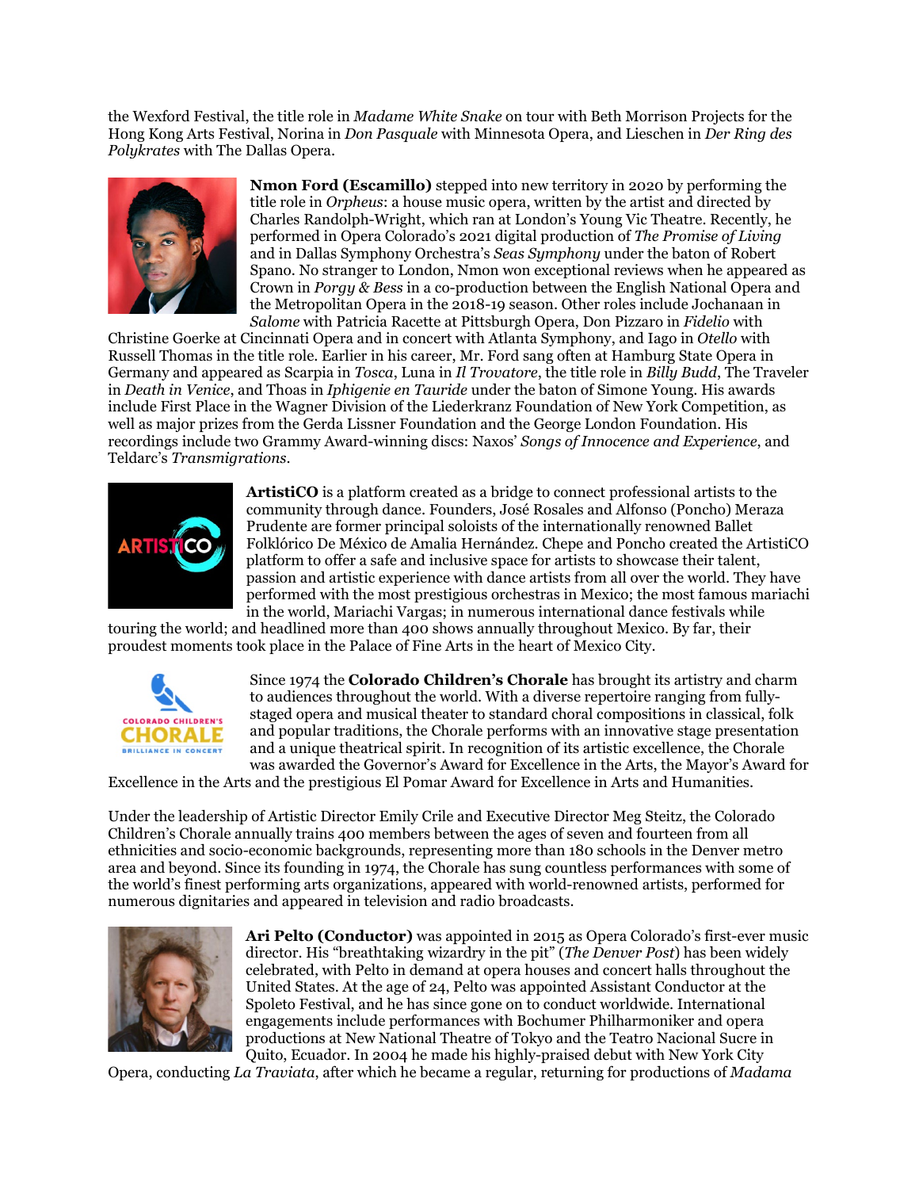the Wexford Festival, the title role in *Madame White Snake* on tour with Beth Morrison Projects for the Hong Kong Arts Festival, Norina in *Don Pasquale* with Minnesota Opera, and Lieschen in *Der Ring des Polykrates* with The Dallas Opera.

**Nmon Ford (Escamillo)** stepped into new territory in 2020 by performing the title role in *Orpheus*: a house music opera, written by the artist and directed by Charles Randolph-Wright, which ran at London's Young Vic Theatre. Recently, he performed in Opera Colorado's 2021 digital production of *The Promise of Living* and in Dallas Symphony Orchestra's *Seas Symphony* under the baton of Robert Spano. No stranger to London, Nmon won exceptional reviews when he appeared as Crown in *Porgy & Bess* in a co-production between the English National Opera and the Metropolitan Opera in the 2018-19 season. Other roles include Jochanaan in *Salome* with Patricia Racette at Pittsburgh Opera, Don Pizzaro in *Fidelio* with Christine Goerke at Cincinnati Opera and in concert with Atlanta Symphony, and Iago in *Otello* with Russell Thomas in the title role. Earlier in his career, Mr. Ford sang often at Hamburg State Opera in Germany and appeared as Scarpia in *Tosca*, Luna in *Il Trovatore*, the title role in *Billy Budd*, The Traveler in *Death in Venice*, and Thoas in *Iphigenie en Tauride* under the baton of Simone Young. His awards include First Place in the Wagner Division of the Liederkranz Foundation of New York Competition, as well as major prizes from the Gerda Lissner Foundation and the George London Foundation. His recordings include two Grammy Award-winning discs: Naxos' *Songs of Innocence and Experience*, and Teldarc's *Transmigrations*.

**ArtistiCO** is a platform created as a bridge to connect professional artists to the community through dance. Founders, José Rosales and Alfonso (Poncho) Meraza Prudente are former principal soloists of the internationally renowned Ballet Folklórico De México de Amalia Hernández. Chepe and Poncho created the ArtistiCO platform to offer a safe and inclusive space for artists to showcase their talent, passion and artistic experience with dance artists from all over the world. They have performed with the most prestigious orchestras in Mexico; the most famous mariachi in the world, Mariachi Vargas; in numerous international dance festivals while touring the world; and headlined more than 400 shows annually throughout Mexico. By far, their proudest moments took place in the Palace of Fine Arts in the heart of Mexico City.

Since 1974 the **Colorado Children's Chorale** has brought its artistry and charm to audiences throughout the world. With a diverse repertoire ranging from fully-staged opera and musical theater to standard choral compositions in classical, folk and popular traditions, the Chorale performs with an innovative stage presentation and a unique theatrical spirit. In recognition of its artistic excellence, the Chorale was awarded the Governor's Award for Excellence in the Arts, the Mayor's Award for Excellence in the Arts and the prestigious El Pomar Award for Excellence in Arts and Humanities.

Under the leadership of Artistic Director Emily Crile and Executive Director Meg Steitz, the Colorado Children's Chorale annually trains 400 members between the ages of seven and fourteen from all ethnicities and socio-economic backgrounds, representing more than 180 schools in the Denver metro area and beyond. Since its founding in 1974, the Chorale has sung countless performances with some of the world's finest performing arts organizations, appeared with world-renowned artists, performed for numerous dignitaries and appeared in television and radio broadcasts.

**Ari Pelto (Conductor)** was appointed in 2015 as Opera Colorado's first-ever music director. His "breathtaking wizardry in the pit" (*The Denver Post*) has been widely celebrated, with Pelto in demand at opera houses and concert halls throughout the United States. At the age of 24, Pelto was appointed Assistant Conductor at the Spoleto Festival, and he has since gone on to conduct worldwide. International engagements include performances with Bochumer Philharmoniker and opera productions at New National Theatre of Tokyo and the Teatro Nacional Sucre in Quito, Ecuador. In 2004 he made his highly-praised debut with New York City Opera, conducting *La Traviata*, after which he became a regular, returning for productions of *Madama*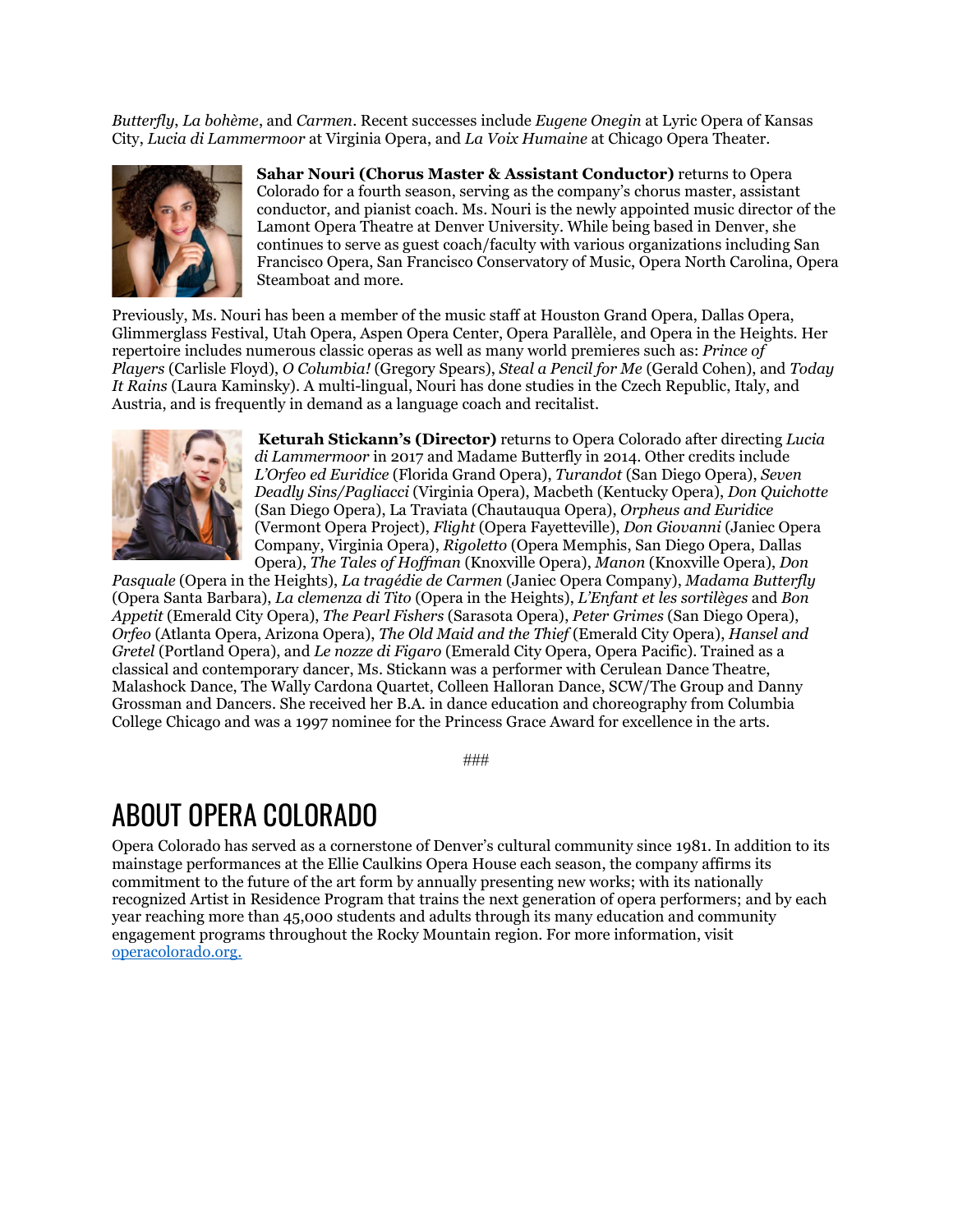*Butterfly*, *La bohème*, and *Carmen*. Recent successes include *Eugene Onegin* at Lyric Opera of Kansas City, *Lucia di Lammermoor* at Virginia Opera, and *La Voix Humaine* at Chicago Opera Theater.

**Sahar Nouri (Chorus Master & Assistant Conductor)** returns to Opera Colorado for a fourth season, serving as the company's chorus master, assistant conductor, and pianist coach. Ms. Nouri is the newly appointed music director of the Lamont Opera Theatre at Denver University. While being based in Denver, she continues to serve as guest coach/faculty with various organizations including San Francisco Opera, San Francisco Conservatory of Music, Opera North Carolina, Opera Steamboat and more.

Previously, Ms. Nouri has been a member of the music staff at Houston Grand Opera, Dallas Opera, Glimmerglass Festival, Utah Opera, Aspen Opera Center, Opera Parallèle, and Opera in the Heights. Her repertoire includes numerous classic operas as well as many world premieres such as: *Prince of Players* (Carlisle Floyd), *O Columbia!* (Gregory Spears), *Steal a Pencil for Me* (Gerald Cohen), and *Today It Rains* (Laura Kaminsky). A multi-lingual, Nouri has done studies in the Czech Republic, Italy, and Austria, and is frequently in demand as a language coach and recitalist.

**Keturah Stickann's (Director)** returns to Opera Colorado after directing *Lucia di Lammermoor* in 2017 and Madame Butterfly in 2014. Other credits include *L'Orfeo ed Euridice* (Florida Grand Opera), *Turandot* (San Diego Opera), *Seven Deadly Sins/Pagliacci* (Virginia Opera), Macbeth (Kentucky Opera), *Don Quichotte* (San Diego Opera), La Traviata (Chautauqua Opera), *Orpheus and Euridice* (Vermont Opera Project), *Flight* (Opera Fayetteville), *Don Giovanni* (Janiec Opera Company, Virginia Opera), *Rigoletto* (Opera Memphis, San Diego Opera, Dallas Opera), *The Tales of Hoffman* (Knoxville Opera), *Manon* (Knoxville Opera), *Don Pasquale* (Opera in the Heights), *La tragédie de Carmen* (Janiec Opera Company), *Madama Butterfly* (Opera Santa Barbara), *La clemenza di Tito* (Opera in the Heights), *L'Enfant et les sortilèges* and *Bon Appetit* (Emerald City Opera), *The Pearl Fishers* (Sarasota Opera), *Peter Grimes* (San Diego Opera), *Orfeo* (Atlanta Opera, Arizona Opera), *The Old Maid and the Thief* (Emerald City Opera), *Hansel and Gretel* (Portland Opera), and *Le nozze di Figaro* (Emerald City Opera, Opera Pacific). Trained as a classical and contemporary dancer, Ms. Stickann was a performer with Cerulean Dance Theatre, Malashock Dance, The Wally Cardona Quartet, Colleen Halloran Dance, SCW/The Group and Danny Grossman and Dancers. She received her B.A. in dance education and choreography from Columbia College Chicago and was a 1997 nominee for the Princess Grace Award for excellence in the arts.

###

# ABOUT OPERA COLORADO

Opera Colorado has served as a cornerstone of Denver's cultural community since 1981. In addition to its mainstage performances at the Ellie Caulkins Opera House each season, the company affirms its commitment to the future of the art form by annually presenting new works; with its nationally recognized Artist in Residence Program that trains the next generation of opera performers; and by each year reaching more than 45,000 students and adults through its many education and community engagement programs throughout the Rocky Mountain region. For more information, visit operacolorado.org.